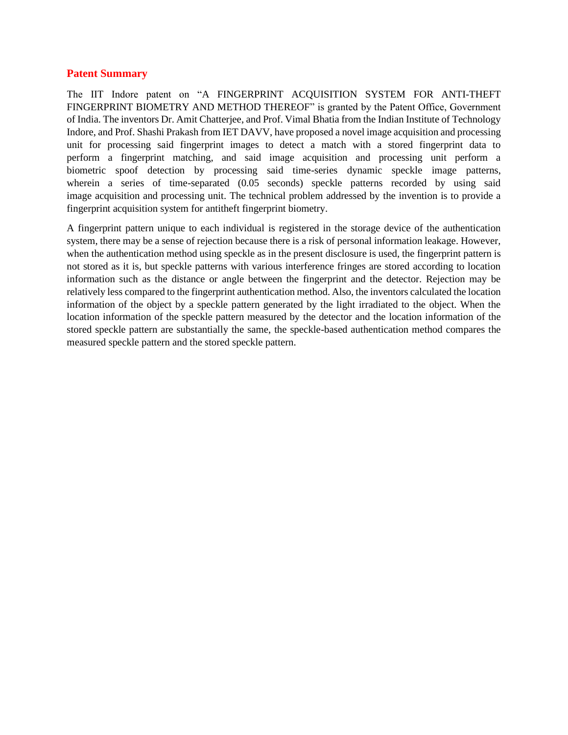## Patent Summary

The IIT Indore patent on "A FINGERPRINT ACQUISITION SYSTEM FOR ANTI-THEFT FINGERPRINT BIOMETRY AND METHOD THEREOF" is granted by the Patent Office, Government of India. The inventors Dr. Amit Chatterjee, and Prof. Vimal Bhatia from the Indian Institute of Technology Indore, and Prof. Shashi Prakash from IET DAVV, have proposed a novel image acquisition and processing unit for processing said fingerprint images to detect a match with a stored fingerprint data to perform a fingerprint matching, and said image acquisition and processing unit perform a biometric spoof detection by processing said time-series dynamic speckle image patterns, wherein a series of time-separated (0.05 seconds) speckle patterns recorded by using said image acquisition and processing unit. The technical problem addressed by the invention is to provide a fingerprint acquisition system for antitheft fingerprint biometry.

A fingerprint pattern unique to each individual is registered in the storage device of the authentication system, there may be a sense of rejection because there is a risk of personal information leakage. However, when the authentication method using speckle as in the present disclosure is used, the fingerprint pattern is not stored as it is, but speckle patterns with various interference fringes are stored according to location information such as the distance or angle between the fingerprint and the detector. Rejection may be relatively less compared to the fingerprint authentication method. Also, the inventors calculated the location information of the object by a speckle pattern generated by the light irradiated to the object. When the location information of the speckle pattern measured by the detector and the location information of the stored speckle pattern are substantially the same, the speckle-based authentication method compares the measured speckle pattern and the stored speckle pattern.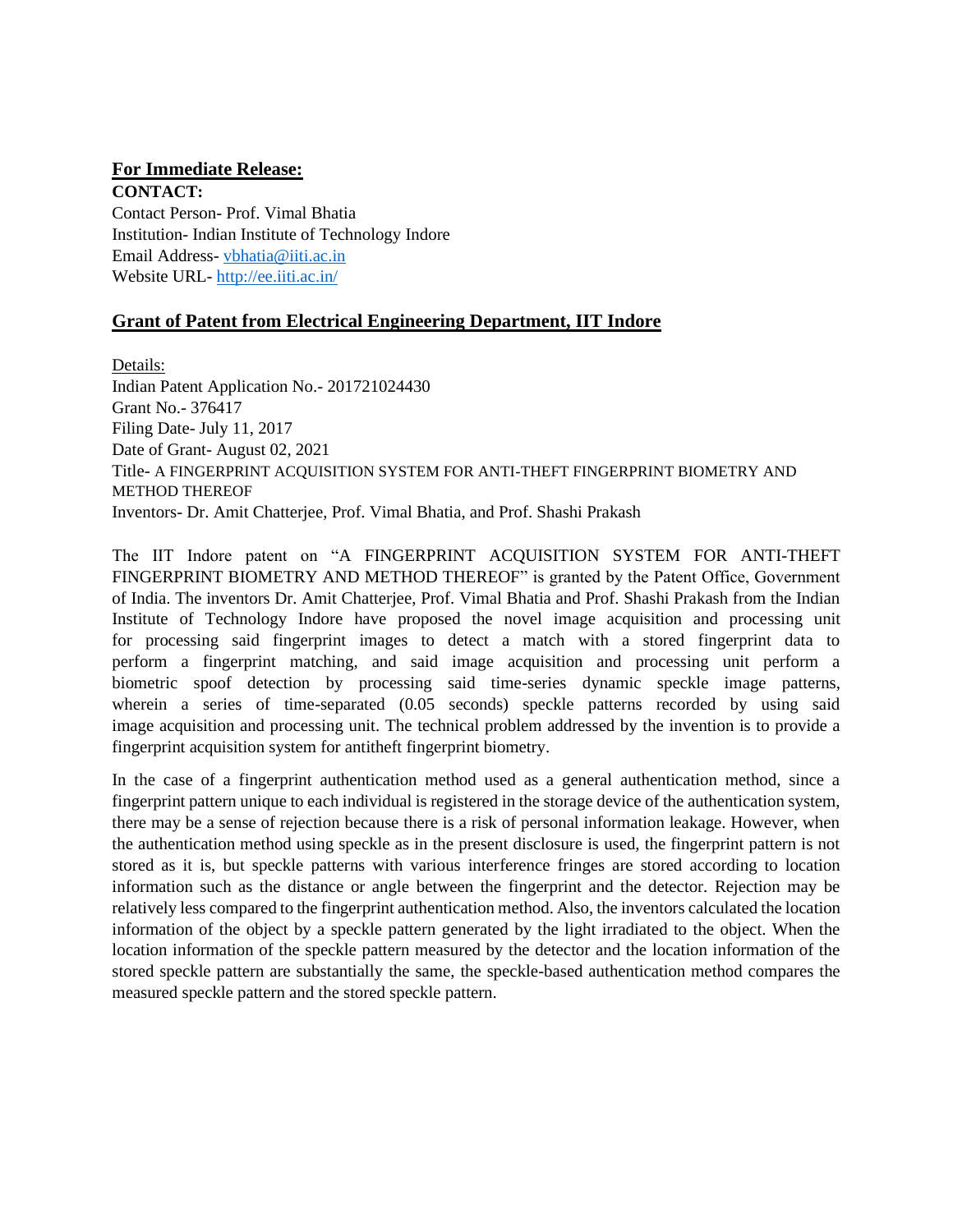**For Immediate Release:**

**CONTACT:**

Contact Person- Prof. Vimal Bhatia
Institution- Indian Institute of Technology Indore
Email Address- vbhatia@iiti.ac.in
Website URL- http://ee.iiti.ac.in/

## Grant of Patent from Electrical Engineering Department, IIT Indore

Details:
Indian Patent Application No.- 201721024430
Grant No.- 376417
Filing Date- July 11, 2017
Date of Grant- August 02, 2021
Title- A FINGERPRINT ACQUISITION SYSTEM FOR ANTI-THEFT FINGERPRINT BIOMETRY AND METHOD THEREOF
Inventors- Dr. Amit Chatterjee, Prof. Vimal Bhatia, and Prof. Shashi Prakash

The IIT Indore patent on "A FINGERPRINT ACQUISITION SYSTEM FOR ANTI-THEFT FINGERPRINT BIOMETRY AND METHOD THEREOF" is granted by the Patent Office, Government of India. The inventors Dr. Amit Chatterjee, Prof. Vimal Bhatia and Prof. Shashi Prakash from the Indian Institute of Technology Indore have proposed the novel image acquisition and processing unit for processing said fingerprint images to detect a match with a stored fingerprint data to perform a fingerprint matching, and said image acquisition and processing unit perform a biometric spoof detection by processing said time-series dynamic speckle image patterns, wherein a series of time-separated (0.05 seconds) speckle patterns recorded by using said image acquisition and processing unit. The technical problem addressed by the invention is to provide a fingerprint acquisition system for antitheft fingerprint biometry.

In the case of a fingerprint authentication method used as a general authentication method, since a fingerprint pattern unique to each individual is registered in the storage device of the authentication system, there may be a sense of rejection because there is a risk of personal information leakage. However, when the authentication method using speckle as in the present disclosure is used, the fingerprint pattern is not stored as it is, but speckle patterns with various interference fringes are stored according to location information such as the distance or angle between the fingerprint and the detector. Rejection may be relatively less compared to the fingerprint authentication method. Also, the inventors calculated the location information of the object by a speckle pattern generated by the light irradiated to the object. When the location information of the speckle pattern measured by the detector and the location information of the stored speckle pattern are substantially the same, the speckle-based authentication method compares the measured speckle pattern and the stored speckle pattern.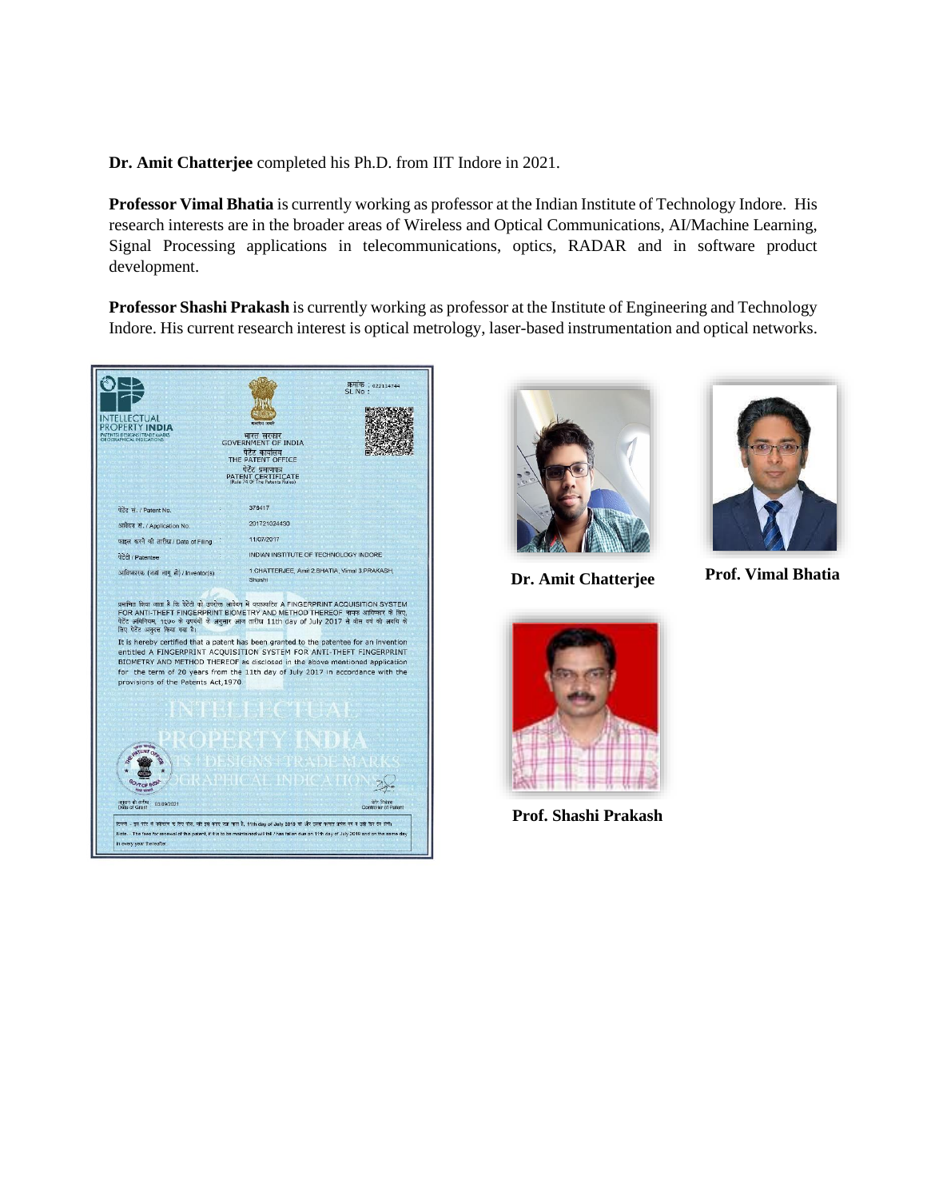**Dr. Amit Chatterjee** completed his Ph.D. from IIT Indore in 2021.

**Professor Vimal Bhatia** is currently working as professor at the Indian Institute of Technology Indore. His research interests are in the broader areas of Wireless and Optical Communications, AI/Machine Learning, Signal Processing applications in telecommunications, optics, RADAR and in software product development.

**Professor Shashi Prakash** is currently working as professor at the Institute of Engineering and Technology Indore. His current research interest is optical metrology, laser-based instrumentation and optical networks.

**Dr. Amit Chatterjee**

**Prof. Vimal Bhatia**

**Prof. Shashi Prakash**